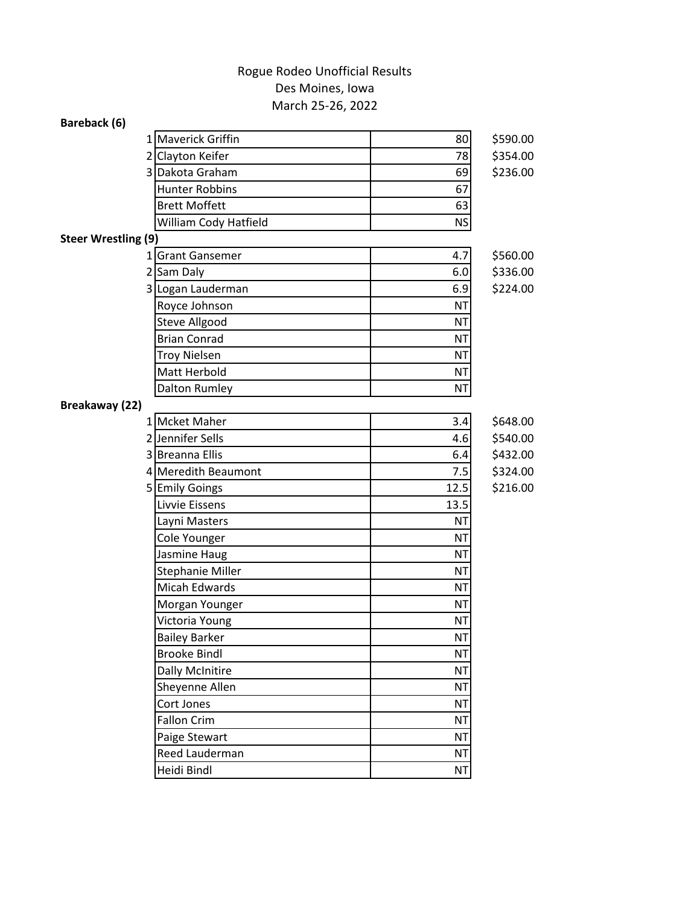Rogue Rodeo Unofficial Results
Des Moines, Iowa
March 25-26, 2022

**Bareback (6)**

| Place | Name | Score | Payout |
|---|---|---|---|
| 1 | Maverick Griffin | 80 | $590.00 |
| 2 | Clayton Keifer | 78 | $354.00 |
| 3 | Dakota Graham | 69 | $236.00 |
| | Hunter Robbins | 67 | |
| | Brett Moffett | 63 | |
| | William Cody Hatfield | NS | |

**Steer Wrestling (9)**

| Place | Name | Time | Payout |
|---|---|---|---|
| 1 | Grant Gansemer | 4.7 | $560.00 |
| 2 | Sam Daly | 6.0 | $336.00 |
| 3 | Logan Lauderman | 6.9 | $224.00 |
| | Royce Johnson | NT | |
| | Steve Allgood | NT | |
| | Brian Conrad | NT | |
| | Troy Nielsen | NT | |
| | Matt Herbold | NT | |
| | Dalton Rumley | NT | |

**Breakaway (22)**

| Place | Name | Time | Payout |
|---|---|---|---|
| 1 | Mcket Maher | 3.4 | $648.00 |
| 2 | Jennifer Sells | 4.6 | $540.00 |
| 3 | Breanna Ellis | 6.4 | $432.00 |
| 4 | Meredith Beaumont | 7.5 | $324.00 |
| 5 | Emily Goings | 12.5 | $216.00 |
| | Livvie Eissens | 13.5 | |
| | Layni Masters | NT | |
| | Cole Younger | NT | |
| | Jasmine Haug | NT | |
| | Stephanie Miller | NT | |
| | Micah Edwards | NT | |
| | Morgan Younger | NT | |
| | Victoria Young | NT | |
| | Bailey Barker | NT | |
| | Brooke Bindl | NT | |
| | Dally McInitire | NT | |
| | Sheyenne Allen | NT | |
| | Cort Jones | NT | |
| | Fallon Crim | NT | |
| | Paige Stewart | NT | |
| | Reed Lauderman | NT | |
| | Heidi Bindl | NT | |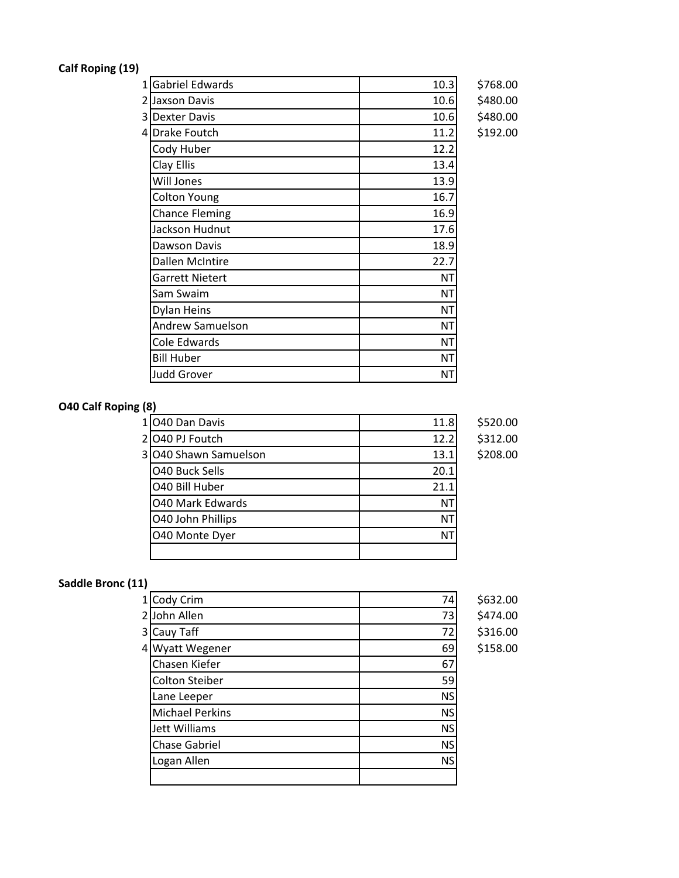**Calf Roping (19)**

| Place | Name | Time | Payout |
|---|---|---|---|
| 1 | Gabriel Edwards | 10.3 | $768.00 |
| 2 | Jaxson Davis | 10.6 | $480.00 |
| 3 | Dexter Davis | 10.6 | $480.00 |
| 4 | Drake Foutch | 11.2 | $192.00 |
| | Cody Huber | 12.2 | |
| | Clay Ellis | 13.4 | |
| | Will Jones | 13.9 | |
| | Colton Young | 16.7 | |
| | Chance Fleming | 16.9 | |
| | Jackson Hudnut | 17.6 | |
| | Dawson Davis | 18.9 | |
| | Dallen McIntire | 22.7 | |
| | Garrett Nietert | NT | |
| | Sam Swaim | NT | |
| | Dylan Heins | NT | |
| | Andrew Samuelson | NT | |
| | Cole Edwards | NT | |
| | Bill Huber | NT | |
| | Judd Grover | NT | |

**O40 Calf Roping (8)**

| Place | Name | Time | Payout |
|---|---|---|---|
| 1 | O40 Dan Davis | 11.8 | $520.00 |
| 2 | O40 PJ Foutch | 12.2 | $312.00 |
| 3 | O40 Shawn Samuelson | 13.1 | $208.00 |
| | O40 Buck Sells | 20.1 | |
| | O40 Bill Huber | 21.1 | |
| | O40 Mark Edwards | NT | |
| | O40 John Phillips | NT | |
| | O40 Monte Dyer | NT | |
| | | | |

**Saddle Bronc (11)**

| Place | Name | Score | Payout |
|---|---|---|---|
| 1 | Cody Crim | 74 | $632.00 |
| 2 | John Allen | 73 | $474.00 |
| 3 | Cauy Taff | 72 | $316.00 |
| 4 | Wyatt Wegener | 69 | $158.00 |
| | Chasen Kiefer | 67 | |
| | Colton Steiber | 59 | |
| | Lane Leeper | NS | |
| | Michael Perkins | NS | |
| | Jett Williams | NS | |
| | Chase Gabriel | NS | |
| | Logan Allen | NS | |
| | | | |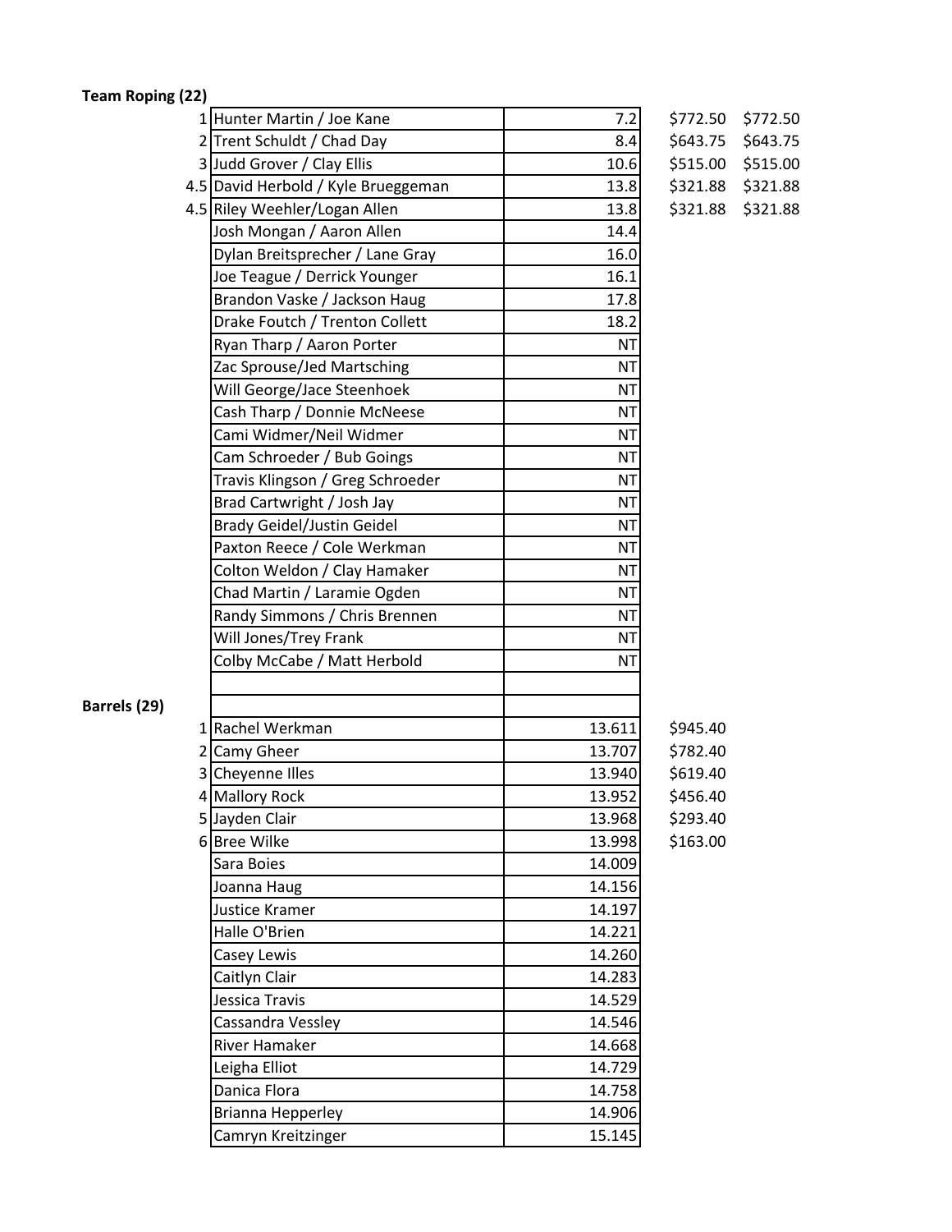**Team Roping (22)**

| Place | Team | Time | Payout | Payout |
|---|---|---|---|---|
| 1 | Hunter Martin / Joe Kane | 7.2 | $772.50 | $772.50 |
| 2 | Trent Schuldt / Chad Day | 8.4 | $643.75 | $643.75 |
| 3 | Judd Grover / Clay Ellis | 10.6 | $515.00 | $515.00 |
| 4.5 | David Herbold / Kyle Brueggeman | 13.8 | $321.88 | $321.88 |
| 4.5 | Riley Weehler/Logan Allen | 13.8 | $321.88 | $321.88 |
| | Josh Mongan / Aaron Allen | 14.4 | | |
| | Dylan Breitsprecher / Lane Gray | 16.0 | | |
| | Joe Teague / Derrick Younger | 16.1 | | |
| | Brandon Vaske / Jackson Haug | 17.8 | | |
| | Drake Foutch / Trenton Collett | 18.2 | | |
| | Ryan Tharp / Aaron Porter | NT | | |
| | Zac Sprouse/Jed Martsching | NT | | |
| | Will George/Jace Steenhoek | NT | | |
| | Cash Tharp / Donnie McNeese | NT | | |
| | Cami Widmer/Neil Widmer | NT | | |
| | Cam Schroeder / Bub Goings | NT | | |
| | Travis Klingson / Greg Schroeder | NT | | |
| | Brad Cartwright / Josh Jay | NT | | |
| | Brady Geidel/Justin Geidel | NT | | |
| | Paxton Reece / Cole Werkman | NT | | |
| | Colton Weldon / Clay Hamaker | NT | | |
| | Chad Martin / Laramie Ogden | NT | | |
| | Randy Simmons / Chris Brennen | NT | | |
| | Will Jones/Trey Frank | NT | | |
| | Colby McCabe / Matt Herbold | NT | | |

**Barrels (29)**

| Place | Name | Time | Payout |
|---|---|---|---|
| 1 | Rachel Werkman | 13.611 | $945.40 |
| 2 | Camy Gheer | 13.707 | $782.40 |
| 3 | Cheyenne Illes | 13.940 | $619.40 |
| 4 | Mallory Rock | 13.952 | $456.40 |
| 5 | Jayden Clair | 13.968 | $293.40 |
| 6 | Bree Wilke | 13.998 | $163.00 |
| | Sara Boies | 14.009 | |
| | Joanna Haug | 14.156 | |
| | Justice Kramer | 14.197 | |
| | Halle O'Brien | 14.221 | |
| | Casey Lewis | 14.260 | |
| | Caitlyn Clair | 14.283 | |
| | Jessica Travis | 14.529 | |
| | Cassandra Vessley | 14.546 | |
| | River Hamaker | 14.668 | |
| | Leigha Elliot | 14.729 | |
| | Danica Flora | 14.758 | |
| | Brianna Hepperley | 14.906 | |
| | Camryn Kreitzinger | 15.145 | |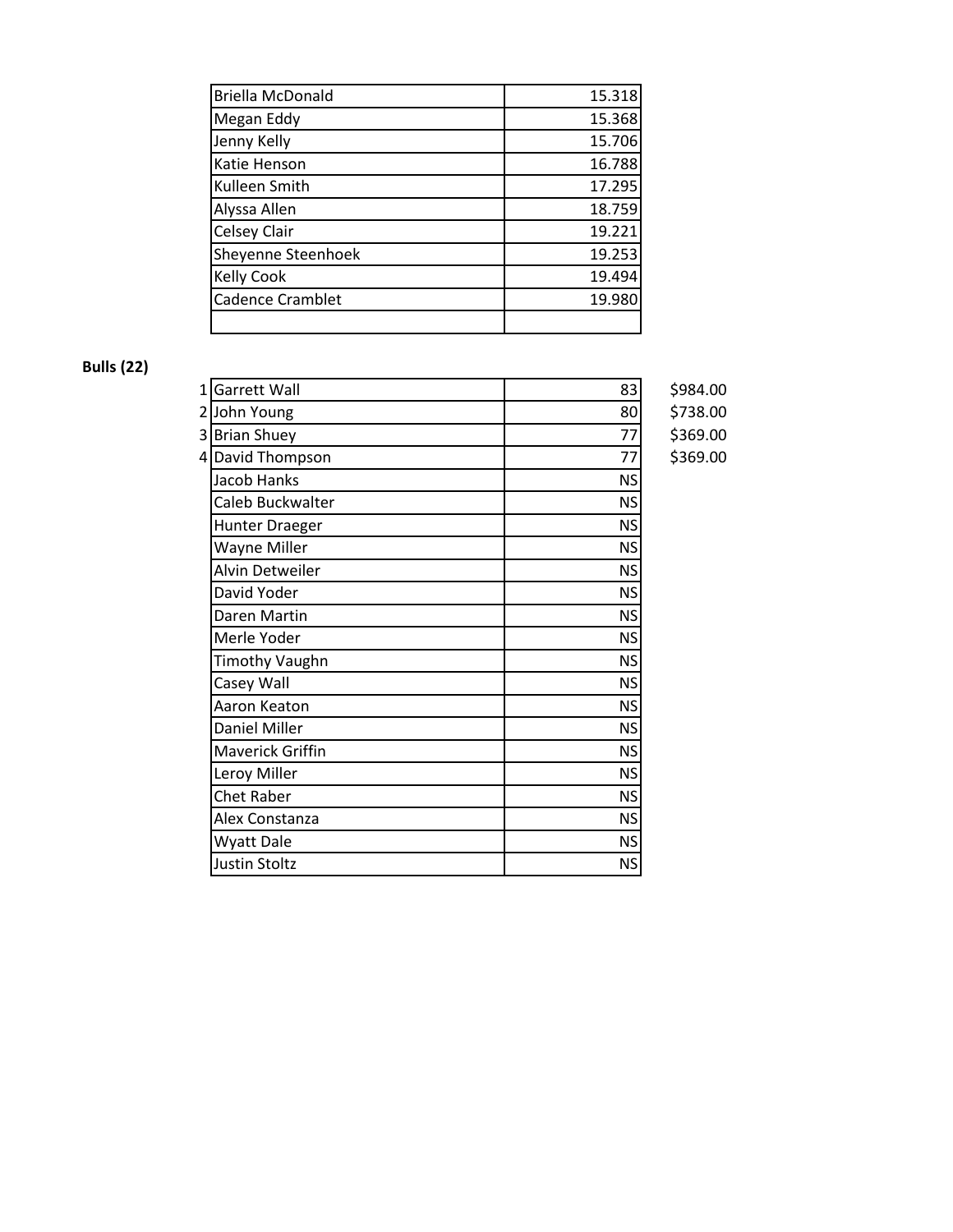| | |
|---|---|
| Briella McDonald | 15.318 |
| Megan Eddy | 15.368 |
| Jenny Kelly | 15.706 |
| Katie Henson | 16.788 |
| Kulleen Smith | 17.295 |
| Alyssa Allen | 18.759 |
| Celsey Clair | 19.221 |
| Sheyenne Steenhoek | 19.253 |
| Kelly Cook | 19.494 |
| Cadence Cramblet | 19.980 |
| | |

**Bulls (22)**

| | | | |
|---|---|---|---|
| 1 | Garrett Wall | 83 | $984.00 |
| 2 | John Young | 80 | $738.00 |
| 3 | Brian Shuey | 77 | $369.00 |
| 4 | David Thompson | 77 | $369.00 |
| | Jacob Hanks | NS | |
| | Caleb Buckwalter | NS | |
| | Hunter Draeger | NS | |
| | Wayne Miller | NS | |
| | Alvin Detweiler | NS | |
| | David Yoder | NS | |
| | Daren Martin | NS | |
| | Merle Yoder | NS | |
| | Timothy Vaughn | NS | |
| | Casey Wall | NS | |
| | Aaron Keaton | NS | |
| | Daniel Miller | NS | |
| | Maverick Griffin | NS | |
| | Leroy Miller | NS | |
| | Chet Raber | NS | |
| | Alex Constanza | NS | |
| | Wyatt Dale | NS | |
| | Justin Stoltz | NS | |